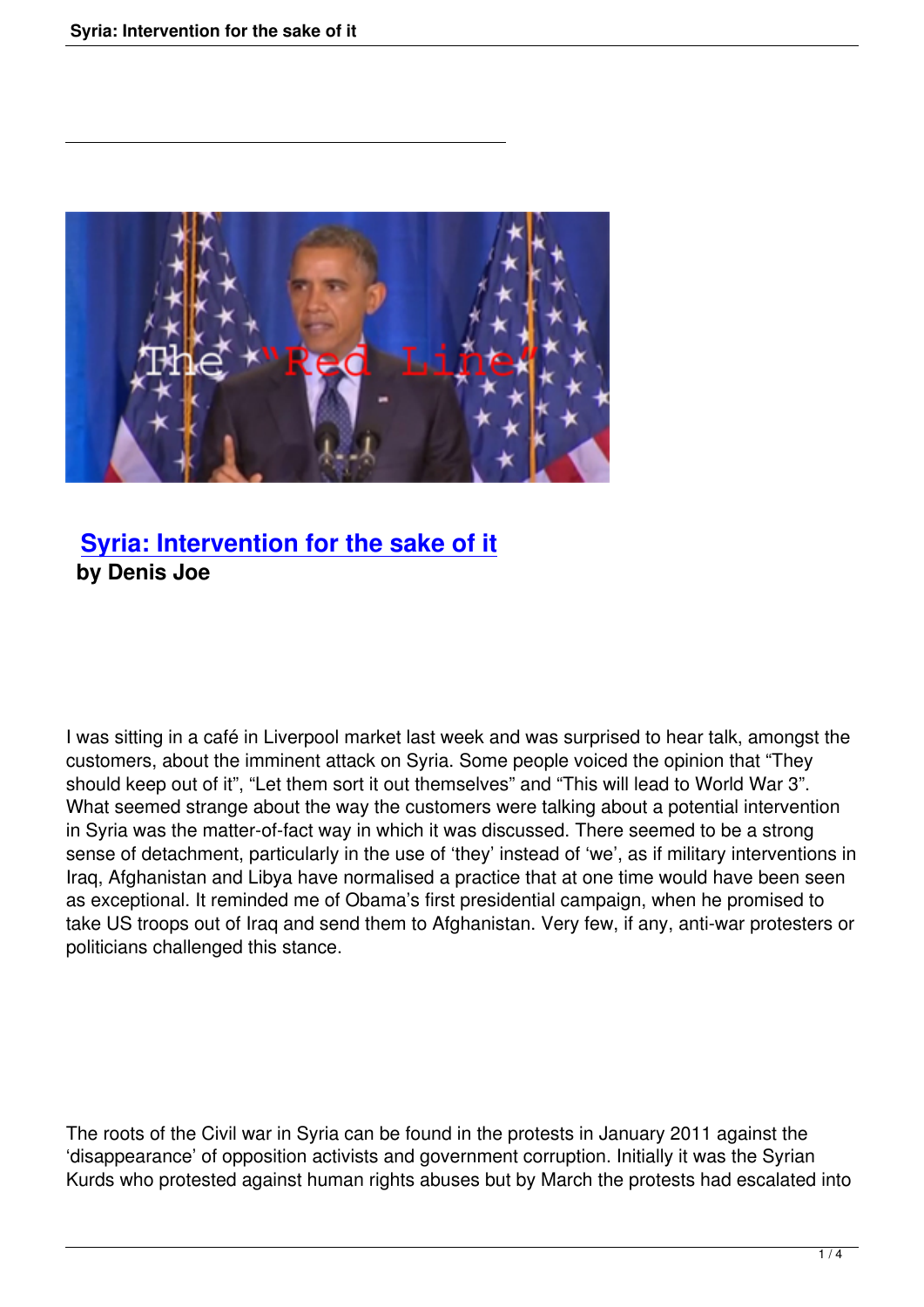# Syria: Intervention for the sake of it

**by Denis Joe**

I was sitting in a café in Liverpool market last week and was surprised to hear talk, amongst the customers, about the imminent attack on Syria. Some people voiced the opinion that “They should keep out of it”, “Let them sort it out themselves” and “This will lead to World War 3”. What seemed strange about the way the customers were talking about a potential intervention in Syria was the matter-of-fact way in which it was discussed. There seemed to be a strong sense of detachment, particularly in the use of ‘they’ instead of ‘we’, as if military interventions in Iraq, Afghanistan and Libya have normalised a practice that at one time would have been seen as exceptional. It reminded me of Obama’s first presidential campaign, when he promised to take US troops out of Iraq and send them to Afghanistan. Very few, if any, anti-war protesters or politicians challenged this stance.

The roots of the Civil war in Syria can be found in the protests in January 2011 against the ‘disappearance’ of opposition activists and government corruption. Initially it was the Syrian Kurds who protested against human rights abuses but by March the protests had escalated into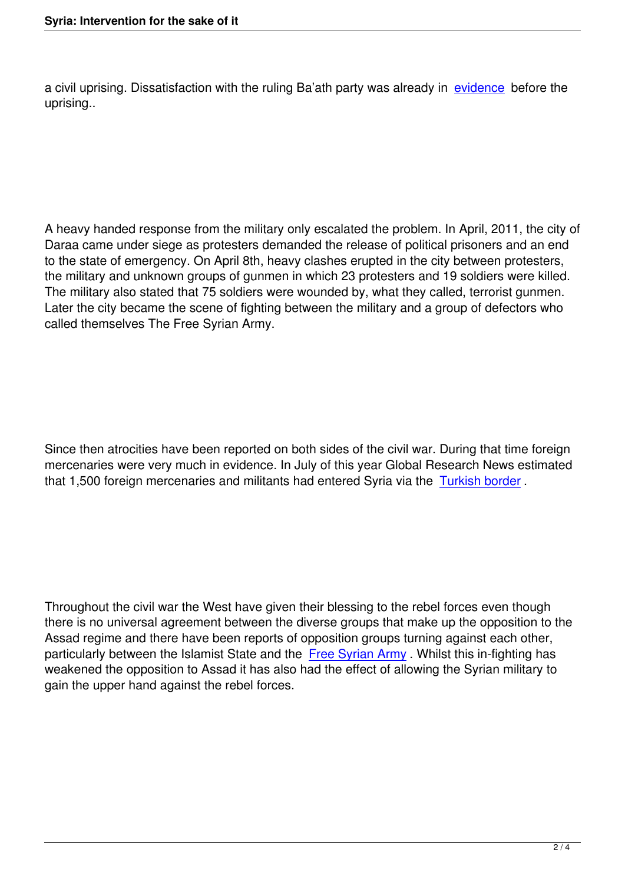a civil uprising. Dissatisfaction with the ruling Ba'ath party was already in evidence before the uprising..

A heavy handed response from the military only escalated the problem. In April, 2011, the city of Daraa came under siege as protesters demanded the release of political prisoners and an end to the state of emergency. On April 8th, heavy clashes erupted in the city between protesters, the military and unknown groups of gunmen in which 23 protesters and 19 soldiers were killed. The military also stated that 75 soldiers were wounded by, what they called, terrorist gunmen. Later the city became the scene of fighting between the military and a group of defectors who called themselves The Free Syrian Army.

Since then atrocities have been reported on both sides of the civil war. During that time foreign mercenaries were very much in evidence. In July of this year Global Research News estimated that 1,500 foreign mercenaries and militants had entered Syria via the Turkish border .

Throughout the civil war the West have given their blessing to the rebel forces even though there is no universal agreement between the diverse groups that make up the opposition to the Assad regime and there have been reports of opposition groups turning against each other, particularly between the Islamist State and the Free Syrian Army . Whilst this in-fighting has weakened the opposition to Assad it has also had the effect of allowing the Syrian military to gain the upper hand against the rebel forces.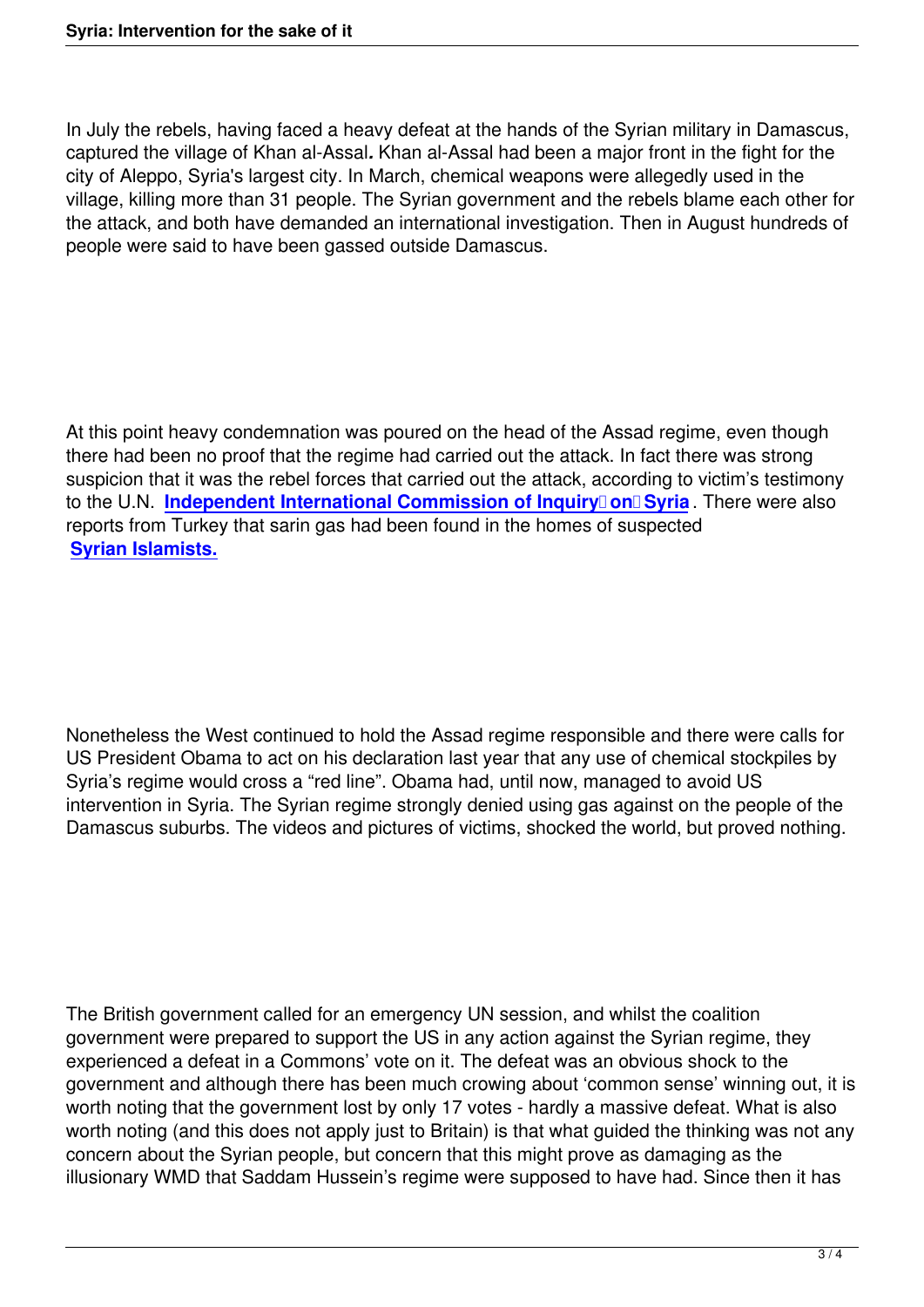In July the rebels, having faced a heavy defeat at the hands of the Syrian military in Damascus, captured the village of Khan al-Assal**.** Khan al-Assal had been a major front in the fight for the city of Aleppo, Syria's largest city. In March, chemical weapons were allegedly used in the village, killing more than 31 people. The Syrian government and the rebels blame each other for the attack, and both have demanded an international investigation. Then in August hundreds of people were said to have been gassed outside Damascus.

At this point heavy condemnation was poured on the head of the Assad regime, even though there had been no proof that the regime had carried out the attack. In fact there was strong suspicion that it was the rebel forces that carried out the attack, according to victim's testimony to the U.N. **Independent International Commission of Inquiry on Syria**. There were also reports from Turkey that sarin gas had been found in the homes of suspected **Syrian Islamists.**

Nonetheless the West continued to hold the Assad regime responsible and there were calls for US President Obama to act on his declaration last year that any use of chemical stockpiles by Syria's regime would cross a "red line". Obama had, until now, managed to avoid US intervention in Syria. The Syrian regime strongly denied using gas against on the people of the Damascus suburbs. The videos and pictures of victims, shocked the world, but proved nothing.

The British government called for an emergency UN session, and whilst the coalition government were prepared to support the US in any action against the Syrian regime, they experienced a defeat in a Commons' vote on it. The defeat was an obvious shock to the government and although there has been much crowing about 'common sense' winning out, it is worth noting that the government lost by only 17 votes - hardly a massive defeat. What is also worth noting (and this does not apply just to Britain) is that what guided the thinking was not any concern about the Syrian people, but concern that this might prove as damaging as the illusionary WMD that Saddam Hussein's regime were supposed to have had. Since then it has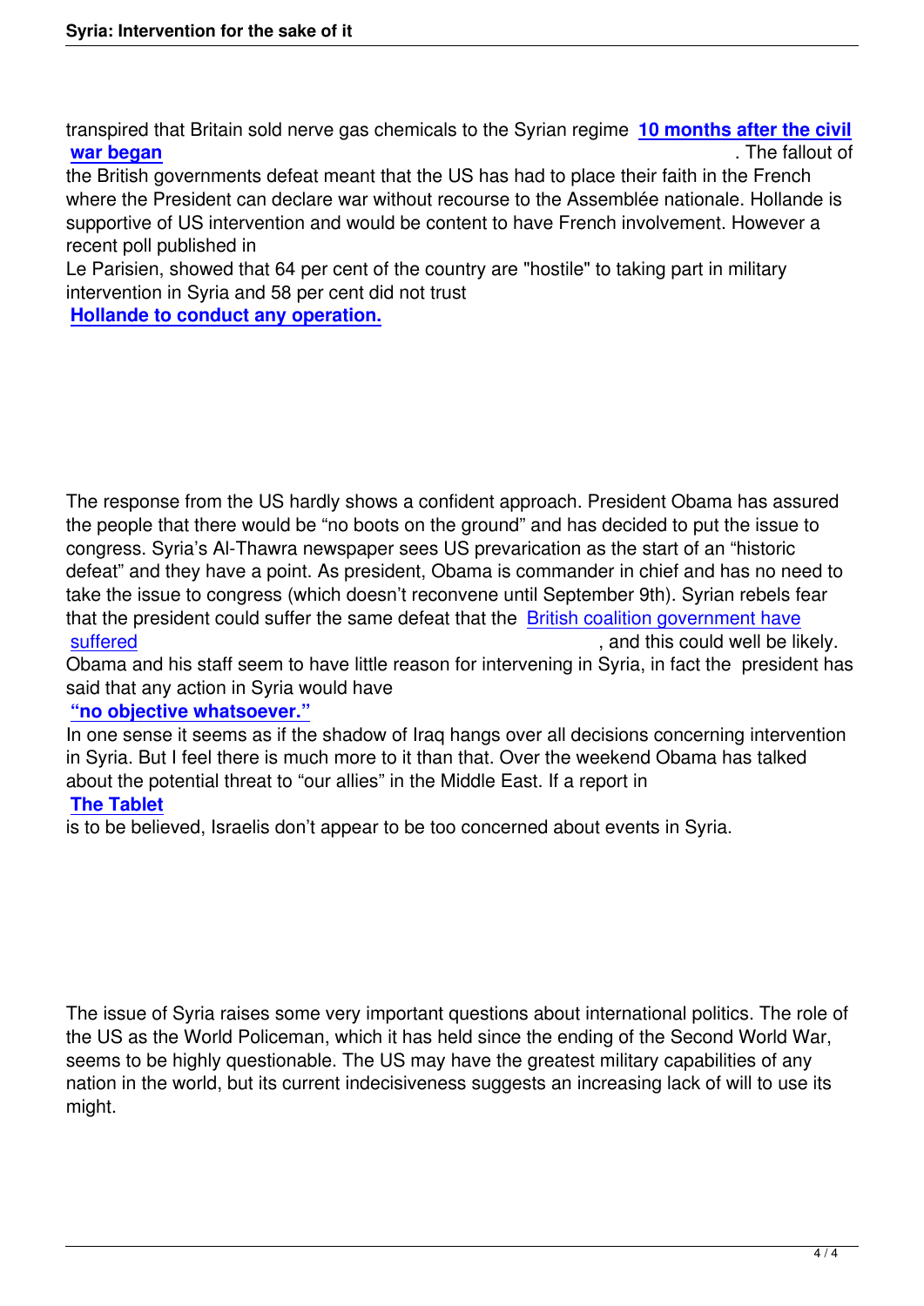transpired that Britain sold nerve gas chemicals to the Syrian regime **10 months after the civil war began**. The fallout of the British governments defeat meant that the US has had to place their faith in the French where the President can declare war without recourse to the Assemblée nationale. Hollande is supportive of US intervention and would be content to have French involvement. However a recent poll published in Le Parisien, showed that 64 per cent of the country are "hostile" to taking part in military intervention in Syria and 58 per cent did not trust **Hollande to conduct any operation.**

The response from the US hardly shows a confident approach. President Obama has assured the people that there would be "no boots on the ground" and has decided to put the issue to congress. Syria's Al-Thawra newspaper sees US prevarication as the start of an "historic defeat" and they have a point. As president, Obama is commander in chief and has no need to take the issue to congress (which doesn't reconvene until September 9th). Syrian rebels fear that the president could suffer the same defeat that the British coalition government have suffered, and this could well be likely. Obama and his staff seem to have little reason for intervening in Syria, in fact the president has said that any action in Syria would have **"no objective whatsoever."** In one sense it seems as if the shadow of Iraq hangs over all decisions concerning intervention in Syria. But I feel there is much more to it than that. Over the weekend Obama has talked about the potential threat to "our allies" in the Middle East. If a report in **The Tablet** is to be believed, Israelis don't appear to be too concerned about events in Syria.

The issue of Syria raises some very important questions about international politics. The role of the US as the World Policeman, which it has held since the ending of the Second World War, seems to be highly questionable. The US may have the greatest military capabilities of any nation in the world, but its current indecisiveness suggests an increasing lack of will to use its might.